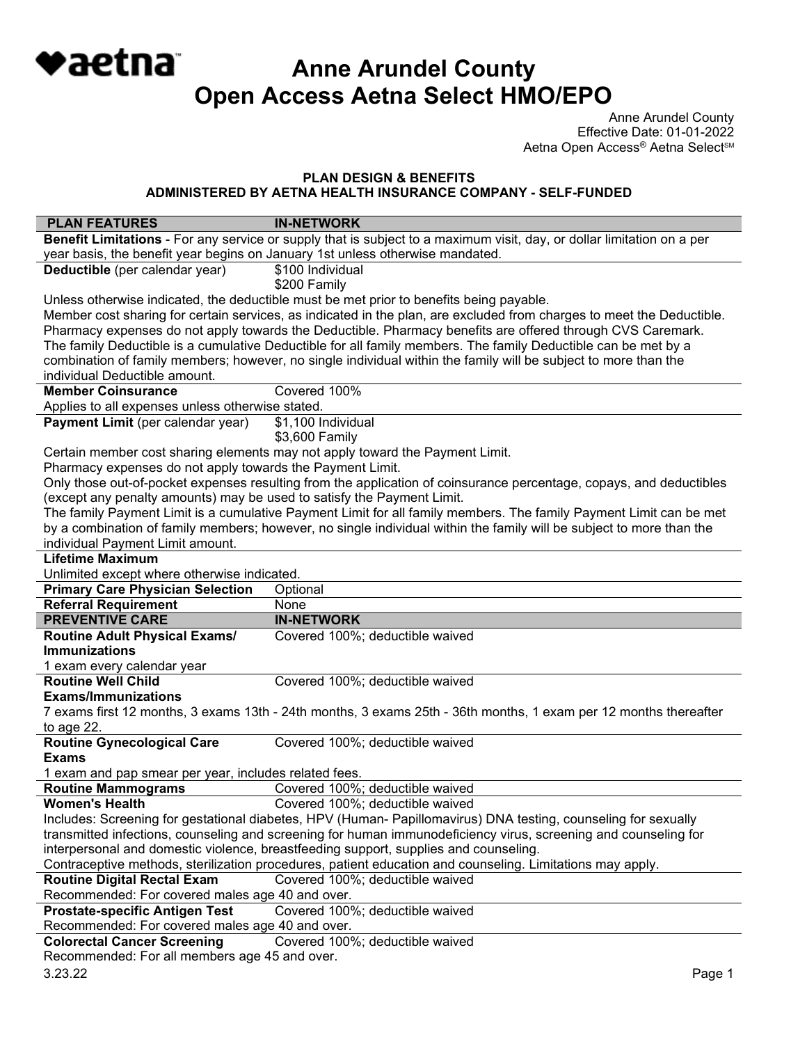# Anne Arundel County
# Open Access Aetna Select HMO/EPO

Anne Arundel County
Effective Date: 01-01-2022
Aetna Open Access® Aetna Select℠

### PLAN DESIGN & BENEFITS
### ADMINISTERED BY AETNA HEALTH INSURANCE COMPANY - SELF-FUNDED

| PLAN FEATURES | IN-NETWORK |
|---|---|
| **Benefit Limitations** - For any service or supply that is subject to a maximum visit, day, or dollar limitation on a per year basis, the benefit year begins on January 1st unless otherwise mandated. | |
| **Deductible** (per calendar year) | $100 Individual<br>$200 Family |
| Unless otherwise indicated, the deductible must be met prior to benefits being payable.<br>Member cost sharing for certain services, as indicated in the plan, are excluded from charges to meet the Deductible.<br>Pharmacy expenses do not apply towards the Deductible. Pharmacy benefits are offered through CVS Caremark.<br>The family Deductible is a cumulative Deductible for all family members. The family Deductible can be met by a combination of family members; however, no single individual within the family will be subject to more than the individual Deductible amount. | |
| **Member Coinsurance** | Covered 100% |
| Applies to all expenses unless otherwise stated. | |
| **Payment Limit** (per calendar year) | $1,100 Individual<br>$3,600 Family |
| Certain member cost sharing elements may not apply toward the Payment Limit.<br>Pharmacy expenses do not apply towards the Payment Limit.<br>Only those out-of-pocket expenses resulting from the application of coinsurance percentage, copays, and deductibles (except any penalty amounts) may be used to satisfy the Payment Limit.<br>The family Payment Limit is a cumulative Payment Limit for all family members. The family Payment Limit can be met by a combination of family members; however, no single individual within the family will be subject to more than the individual Payment Limit amount. | |
| **Lifetime Maximum** | |
| Unlimited except where otherwise indicated. | |
| **Primary Care Physician Selection** | Optional |
| **Referral Requirement** | None |
| **PREVENTIVE CARE** | **IN-NETWORK** |
| **Routine Adult Physical Exams/ Immunizations** | Covered 100%; deductible waived |
| 1 exam every calendar year | |
| **Routine Well Child Exams/Immunizations** | Covered 100%; deductible waived |
| 7 exams first 12 months, 3 exams 13th - 24th months, 3 exams 25th - 36th months, 1 exam per 12 months thereafter to age 22. | |
| **Routine Gynecological Care Exams** | Covered 100%; deductible waived |
| 1 exam and pap smear per year, includes related fees. | |
| **Routine Mammograms** | Covered 100%; deductible waived |
| **Women's Health** | Covered 100%; deductible waived |
| Includes: Screening for gestational diabetes, HPV (Human- Papillomavirus) DNA testing, counseling for sexually transmitted infections, counseling and screening for human immunodeficiency virus, screening and counseling for interpersonal and domestic violence, breastfeeding support, supplies and counseling.<br>Contraceptive methods, sterilization procedures, patient education and counseling. Limitations may apply. | |
| **Routine Digital Rectal Exam** | Covered 100%; deductible waived |
| Recommended: For covered males age 40 and over. | |
| **Prostate-specific Antigen Test** | Covered 100%; deductible waived |
| Recommended: For covered males age 40 and over. | |
| **Colorectal Cancer Screening** | Covered 100%; deductible waived |
| Recommended: For all members age 45 and over. | |

3.23.22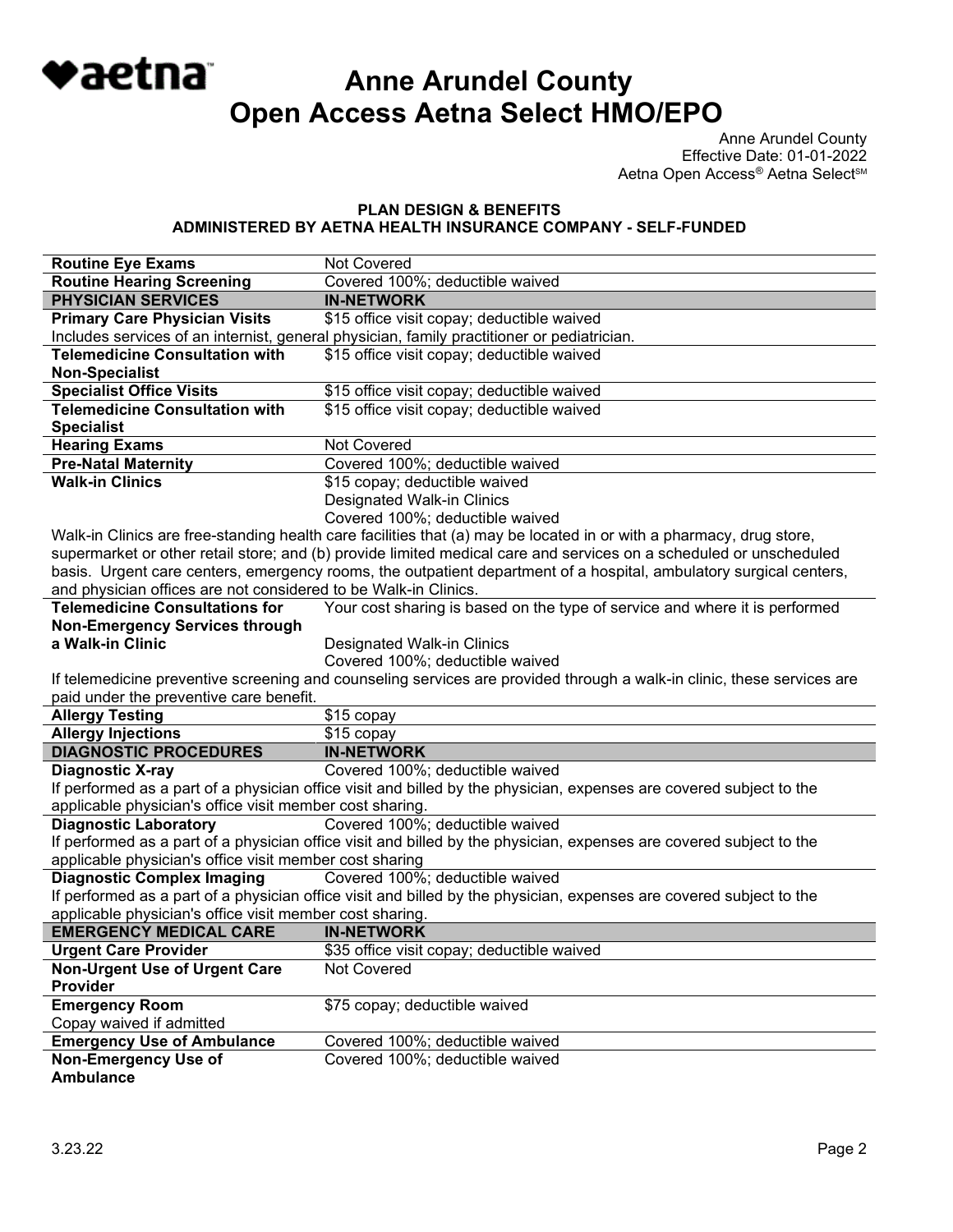# Anne Arundel County Open Access Aetna Select HMO/EPO

Anne Arundel County
Effective Date: 01-01-2022
Aetna Open Access® Aetna Select℠

**PLAN DESIGN & BENEFITS**
**ADMINISTERED BY AETNA HEALTH INSURANCE COMPANY - SELF-FUNDED**

| | |
|---|---|
| **Routine Eye Exams** | Not Covered |
| **Routine Hearing Screening** | Covered 100%; deductible waived |
| **PHYSICIAN SERVICES** | **IN-NETWORK** |
| **Primary Care Physician Visits** | $15 office visit copay; deductible waived |
| Includes services of an internist, general physician, family practitioner or pediatrician. | |
| **Telemedicine Consultation with Non-Specialist** | $15 office visit copay; deductible waived |
| **Specialist Office Visits** | $15 office visit copay; deductible waived |
| **Telemedicine Consultation with Specialist** | $15 office visit copay; deductible waived |
| **Hearing Exams** | Not Covered |
| **Pre-Natal Maternity** | Covered 100%; deductible waived |
| **Walk-in Clinics** | $15 copay; deductible waived<br>Designated Walk-in Clinics<br>Covered 100%; deductible waived |
| Walk-in Clinics are free-standing health care facilities that (a) may be located in or with a pharmacy, drug store, supermarket or other retail store; and (b) provide limited medical care and services on a scheduled or unscheduled basis. Urgent care centers, emergency rooms, the outpatient department of a hospital, ambulatory surgical centers, and physician offices are not considered to be Walk-in Clinics. | |
| **Telemedicine Consultations for Non-Emergency Services through a Walk-in Clinic** | Your cost sharing is based on the type of service and where it is performed<br>Designated Walk-in Clinics<br>Covered 100%; deductible waived |
| If telemedicine preventive screening and counseling services are provided through a walk-in clinic, these services are paid under the preventive care benefit. | |
| **Allergy Testing** | $15 copay |
| **Allergy Injections** | $15 copay |
| **DIAGNOSTIC PROCEDURES** | **IN-NETWORK** |
| **Diagnostic X-ray** | Covered 100%; deductible waived |
| If performed as a part of a physician office visit and billed by the physician, expenses are covered subject to the applicable physician's office visit member cost sharing. | |
| **Diagnostic Laboratory** | Covered 100%; deductible waived |
| If performed as a part of a physician office visit and billed by the physician, expenses are covered subject to the applicable physician's office visit member cost sharing | |
| **Diagnostic Complex Imaging** | Covered 100%; deductible waived |
| If performed as a part of a physician office visit and billed by the physician, expenses are covered subject to the applicable physician's office visit member cost sharing. | |
| **EMERGENCY MEDICAL CARE** | **IN-NETWORK** |
| **Urgent Care Provider** | $35 office visit copay; deductible waived |
| **Non-Urgent Use of Urgent Care Provider** | Not Covered |
| **Emergency Room**<br>Copay waived if admitted | $75 copay; deductible waived |
| **Emergency Use of Ambulance** | Covered 100%; deductible waived |
| **Non-Emergency Use of Ambulance** | Covered 100%; deductible waived |

3.23.22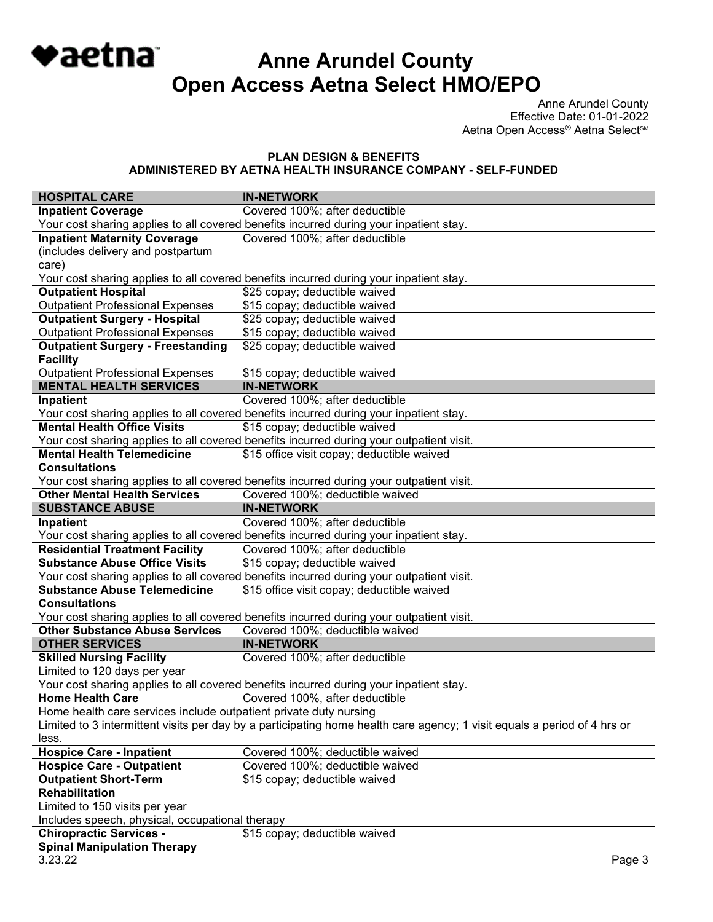# Anne Arundel County
# Open Access Aetna Select HMO/EPO

Anne Arundel County
Effective Date: 01-01-2022
Aetna Open Access® Aetna Select℠

**PLAN DESIGN & BENEFITS**
**ADMINISTERED BY AETNA HEALTH INSURANCE COMPANY - SELF-FUNDED**

| HOSPITAL CARE | IN-NETWORK |
|---|---|
| **Inpatient Coverage** | Covered 100%; after deductible |
| Your cost sharing applies to all covered benefits incurred during your inpatient stay. | |
| **Inpatient Maternity Coverage** (includes delivery and postpartum care) | Covered 100%; after deductible |
| Your cost sharing applies to all covered benefits incurred during your inpatient stay. | |
| **Outpatient Hospital** | $25 copay; deductible waived |
| Outpatient Professional Expenses | $15 copay; deductible waived |
| **Outpatient Surgery - Hospital** | $25 copay; deductible waived |
| Outpatient Professional Expenses | $15 copay; deductible waived |
| **Outpatient Surgery - Freestanding Facility** | $25 copay; deductible waived |
| Outpatient Professional Expenses | $15 copay; deductible waived |
| **MENTAL HEALTH SERVICES** | **IN-NETWORK** |
| **Inpatient** | Covered 100%; after deductible |
| Your cost sharing applies to all covered benefits incurred during your inpatient stay. | |
| **Mental Health Office Visits** | $15 copay; deductible waived |
| Your cost sharing applies to all covered benefits incurred during your outpatient visit. | |
| **Mental Health Telemedicine Consultations** | $15 office visit copay; deductible waived |
| Your cost sharing applies to all covered benefits incurred during your outpatient visit. | |
| **Other Mental Health Services** | Covered 100%; deductible waived |
| **SUBSTANCE ABUSE** | **IN-NETWORK** |
| **Inpatient** | Covered 100%; after deductible |
| Your cost sharing applies to all covered benefits incurred during your inpatient stay. | |
| **Residential Treatment Facility** | Covered 100%; after deductible |
| **Substance Abuse Office Visits** | $15 copay; deductible waived |
| Your cost sharing applies to all covered benefits incurred during your outpatient visit. | |
| **Substance Abuse Telemedicine Consultations** | $15 office visit copay; deductible waived |
| Your cost sharing applies to all covered benefits incurred during your outpatient visit. | |
| **Other Substance Abuse Services** | Covered 100%; deductible waived |
| **OTHER SERVICES** | **IN-NETWORK** |
| **Skilled Nursing Facility** Limited to 120 days per year | Covered 100%; after deductible |
| Your cost sharing applies to all covered benefits incurred during your inpatient stay. | |
| **Home Health Care** | Covered 100%, after deductible |
| Home health care services include outpatient private duty nursing. Limited to 3 intermittent visits per day by a participating home health care agency; 1 visit equals a period of 4 hrs or less. | |
| **Hospice Care - Inpatient** | Covered 100%; deductible waived |
| **Hospice Care - Outpatient** | Covered 100%; deductible waived |
| **Outpatient Short-Term Rehabilitation** Limited to 150 visits per year. Includes speech, physical, occupational therapy | $15 copay; deductible waived |
| **Chiropractic Services - Spinal Manipulation Therapy** | $15 copay; deductible waived |

3.23.22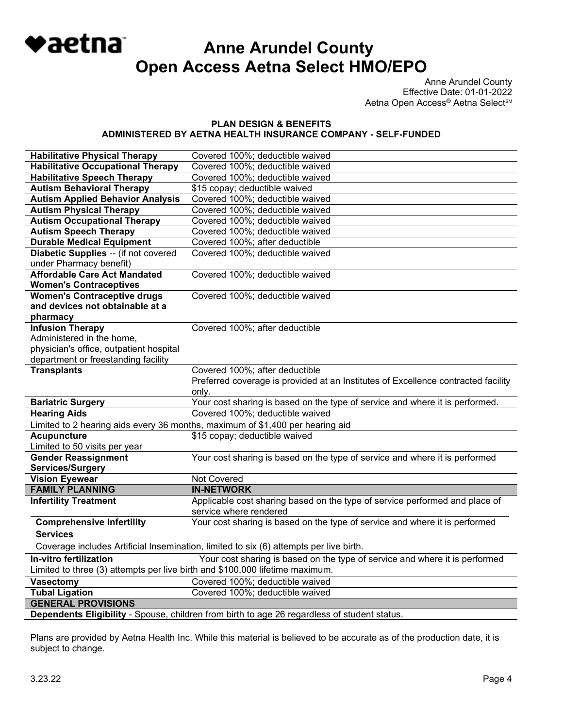# Anne Arundel County
# Open Access Aetna Select HMO/EPO

Anne Arundel County
Effective Date: 01-01-2022
Aetna Open Access® Aetna Select℠

**PLAN DESIGN & BENEFITS**
**ADMINISTERED BY AETNA HEALTH INSURANCE COMPANY - SELF-FUNDED**

| | |
|---|---|
| **Habilitative Physical Therapy** | Covered 100%; deductible waived |
| **Habilitative Occupational Therapy** | Covered 100%; deductible waived |
| **Habilitative Speech Therapy** | Covered 100%; deductible waived |
| **Autism Behavioral Therapy** | $15 copay; deductible waived |
| **Autism Applied Behavior Analysis** | Covered 100%; deductible waived |
| **Autism Physical Therapy** | Covered 100%; deductible waived |
| **Autism Occupational Therapy** | Covered 100%; deductible waived |
| **Autism Speech Therapy** | Covered 100%; deductible waived |
| **Durable Medical Equipment** | Covered 100%; after deductible |
| **Diabetic Supplies** -- (if not covered under Pharmacy benefit) | Covered 100%; deductible waived |
| **Affordable Care Act Mandated Women's Contraceptives** | Covered 100%; deductible waived |
| **Women's Contraceptive drugs and devices not obtainable at a pharmacy** | Covered 100%; deductible waived |
| **Infusion Therapy** Administered in the home, physician's office, outpatient hospital department or freestanding facility | Covered 100%; after deductible |
| **Transplants** | Covered 100%; after deductible Preferred coverage is provided at an Institutes of Excellence contracted facility only. |
| **Bariatric Surgery** | Your cost sharing is based on the type of service and where it is performed. |
| **Hearing Aids** | Covered 100%; deductible waived |
| Limited to 2 hearing aids every 36 months, maximum of $1,400 per hearing aid | |
| **Acupuncture** Limited to 50 visits per year | $15 copay; deductible waived |
| **Gender Reassignment Services/Surgery** | Your cost sharing is based on the type of service and where it is performed |
| **Vision Eyewear** | Not Covered |
| **FAMILY PLANNING** | **IN-NETWORK** |
| **Infertility Treatment** | Applicable cost sharing based on the type of service performed and place of service where rendered |
| **Comprehensive Infertility Services** | Your cost sharing is based on the type of service and where it is performed |
| Coverage includes Artificial Insemination, limited to six (6) attempts per live birth. | |
| **In-vitro fertilization** | Your cost sharing is based on the type of service and where it is performed |
| Limited to three (3) attempts per live birth and $100,000 lifetime maximum. | |
| **Vasectomy** | Covered 100%; deductible waived |
| **Tubal Ligation** | Covered 100%; deductible waived |
| **GENERAL PROVISIONS** | |
| **Dependents Eligibility** - Spouse, children from birth to age 26 regardless of student status. | |

Plans are provided by Aetna Health Inc. While this material is believed to be accurate as of the production date, it is subject to change.

3.23.22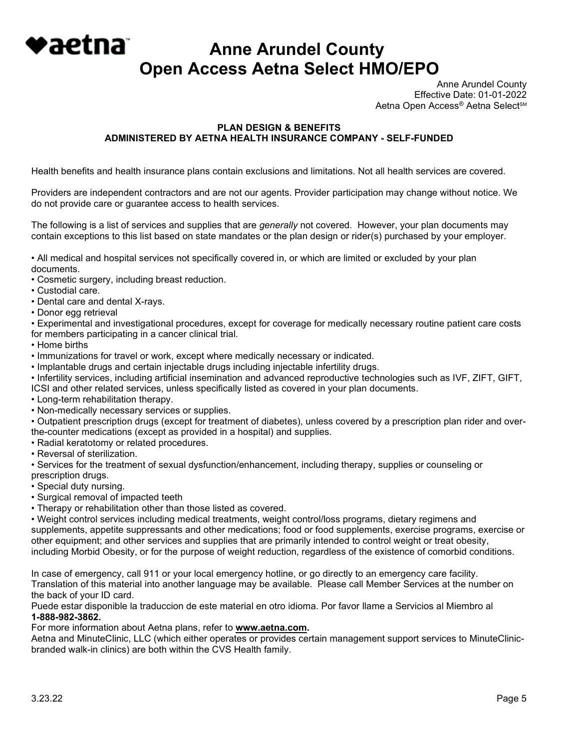# Anne Arundel County Open Access Aetna Select HMO/EPO

Anne Arundel County
Effective Date: 01-01-2022
Aetna Open Access® Aetna Select℠

**PLAN DESIGN & BENEFITS**
**ADMINISTERED BY AETNA HEALTH INSURANCE COMPANY - SELF-FUNDED**

Health benefits and health insurance plans contain exclusions and limitations. Not all health services are covered.

Providers are independent contractors and are not our agents. Provider participation may change without notice. We do not provide care or guarantee access to health services.

The following is a list of services and supplies that are *generally* not covered. However, your plan documents may contain exceptions to this list based on state mandates or the plan design or rider(s) purchased by your employer.

- All medical and hospital services not specifically covered in, or which are limited or excluded by your plan documents.
- Cosmetic surgery, including breast reduction.
- Custodial care.
- Dental care and dental X-rays.
- Donor egg retrieval
- Experimental and investigational procedures, except for coverage for medically necessary routine patient care costs for members participating in a cancer clinical trial.
- Home births
- Immunizations for travel or work, except where medically necessary or indicated.
- Implantable drugs and certain injectable drugs including injectable infertility drugs.
- Infertility services, including artificial insemination and advanced reproductive technologies such as IVF, ZIFT, GIFT, ICSI and other related services, unless specifically listed as covered in your plan documents.
- Long-term rehabilitation therapy.
- Non-medically necessary services or supplies.
- Outpatient prescription drugs (except for treatment of diabetes), unless covered by a prescription plan rider and over-the-counter medications (except as provided in a hospital) and supplies.
- Radial keratotomy or related procedures.
- Reversal of sterilization.
- Services for the treatment of sexual dysfunction/enhancement, including therapy, supplies or counseling or prescription drugs.
- Special duty nursing.
- Surgical removal of impacted teeth
- Therapy or rehabilitation other than those listed as covered.
- Weight control services including medical treatments, weight control/loss programs, dietary regimens and supplements, appetite suppressants and other medications; food or food supplements, exercise programs, exercise or other equipment; and other services and supplies that are primarily intended to control weight or treat obesity, including Morbid Obesity, or for the purpose of weight reduction, regardless of the existence of comorbid conditions.

In case of emergency, call 911 or your local emergency hotline, or go directly to an emergency care facility.
Translation of this material into another language may be available. Please call Member Services at the number on the back of your ID card.
Puede estar disponible la traduccion de este material en otro idioma. Por favor llame a Servicios al Miembro al **1-888-982-3862.**
For more information about Aetna plans, refer to **www.aetna.com.**
Aetna and MinuteClinic, LLC (which either operates or provides certain management support services to MinuteClinic-branded walk-in clinics) are both within the CVS Health family.

3.23.22